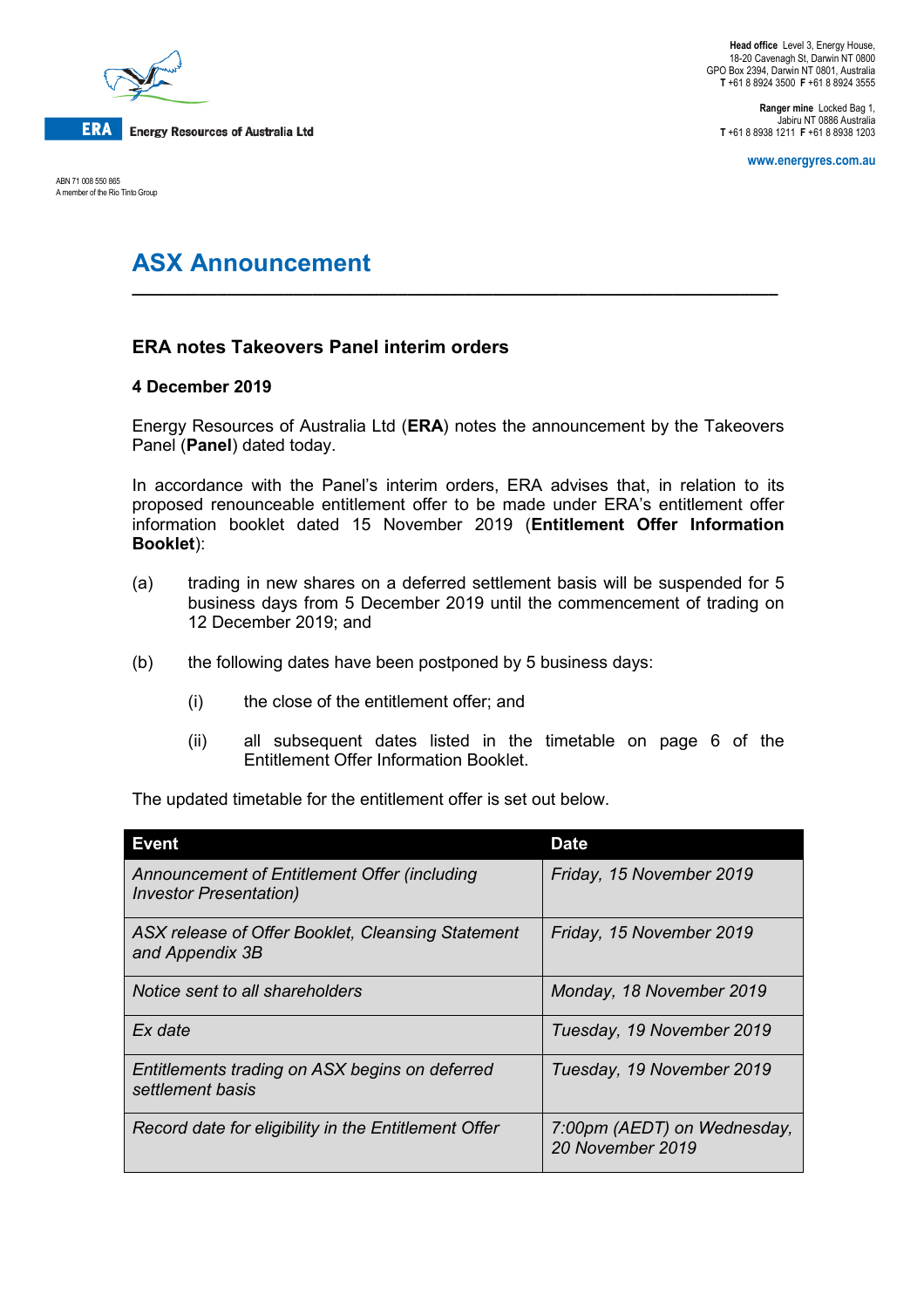ERA Energy Resources of Australia Ltd

ABN 71 008 550 865
A member of the Rio Tinto Group

**Head office** Level 3, Energy House, 18-20 Cavenagh St, Darwin NT 0800
GPO Box 2394, Darwin NT 0801, Australia
**T** +61 8 8924 3500 **F** +61 8 8924 3555

**Ranger mine** Locked Bag 1, Jabiru NT 0886 Australia
**T** +61 8 8938 1211 **F** +61 8 8938 1203

www.energyres.com.au

# ASX Announcement

## ERA notes Takeovers Panel interim orders

**4 December 2019**

Energy Resources of Australia Ltd (**ERA**) notes the announcement by the Takeovers Panel (**Panel**) dated today.

In accordance with the Panel's interim orders, ERA advises that, in relation to its proposed renounceable entitlement offer to be made under ERA's entitlement offer information booklet dated 15 November 2019 (**Entitlement Offer Information Booklet**):

(a) trading in new shares on a deferred settlement basis will be suspended for 5 business days from 5 December 2019 until the commencement of trading on 12 December 2019; and

(b) the following dates have been postponed by 5 business days:

  (i) the close of the entitlement offer; and

  (ii) all subsequent dates listed in the timetable on page 6 of the Entitlement Offer Information Booklet.

The updated timetable for the entitlement offer is set out below.

| Event | Date |
|---|---|
| *Announcement of Entitlement Offer (including Investor Presentation)* | *Friday, 15 November 2019* |
| *ASX release of Offer Booklet, Cleansing Statement and Appendix 3B* | *Friday, 15 November 2019* |
| *Notice sent to all shareholders* | *Monday, 18 November 2019* |
| *Ex date* | *Tuesday, 19 November 2019* |
| *Entitlements trading on ASX begins on deferred settlement basis* | *Tuesday, 19 November 2019* |
| *Record date for eligibility in the Entitlement Offer* | *7:00pm (AEDT) on Wednesday, 20 November 2019* |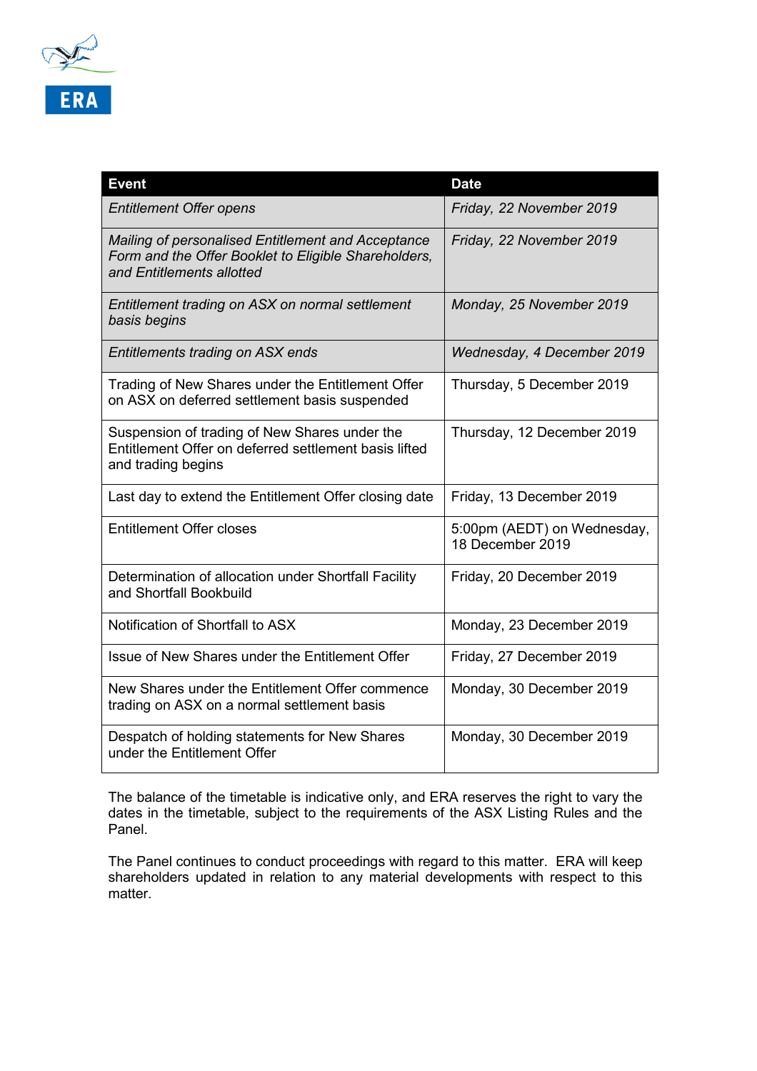| Event | Date |
|---|---|
| *Entitlement Offer opens* | *Friday, 22 November 2019* |
| *Mailing of personalised Entitlement and Acceptance Form and the Offer Booklet to Eligible Shareholders, and Entitlements allotted* | *Friday, 22 November 2019* |
| *Entitlement trading on ASX on normal settlement basis begins* | *Monday, 25 November 2019* |
| *Entitlements trading on ASX ends* | *Wednesday, 4 December 2019* |
| Trading of New Shares under the Entitlement Offer on ASX on deferred settlement basis suspended | Thursday, 5 December 2019 |
| Suspension of trading of New Shares under the Entitlement Offer on deferred settlement basis lifted and trading begins | Thursday, 12 December 2019 |
| Last day to extend the Entitlement Offer closing date | Friday, 13 December 2019 |
| Entitlement Offer closes | 5:00pm (AEDT) on Wednesday, 18 December 2019 |
| Determination of allocation under Shortfall Facility and Shortfall Bookbuild | Friday, 20 December 2019 |
| Notification of Shortfall to ASX | Monday, 23 December 2019 |
| Issue of New Shares under the Entitlement Offer | Friday, 27 December 2019 |
| New Shares under the Entitlement Offer commence trading on ASX on a normal settlement basis | Monday, 30 December 2019 |
| Despatch of holding statements for New Shares under the Entitlement Offer | Monday, 30 December 2019 |

The balance of the timetable is indicative only, and ERA reserves the right to vary the dates in the timetable, subject to the requirements of the ASX Listing Rules and the Panel.

The Panel continues to conduct proceedings with regard to this matter. ERA will keep shareholders updated in relation to any material developments with respect to this matter.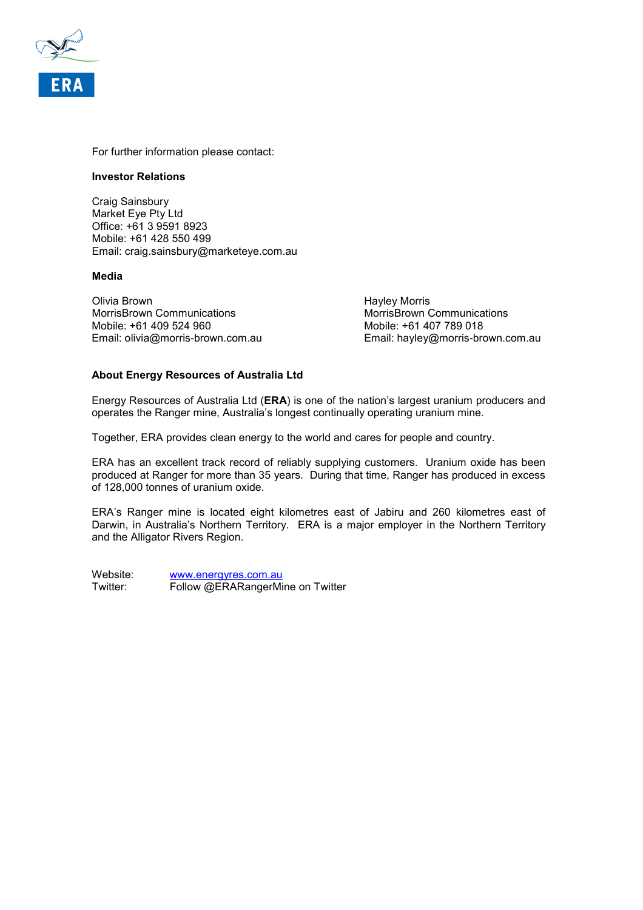For further information please contact:

**Investor Relations**

Craig Sainsbury
Market Eye Pty Ltd
Office: +61 3 9591 8923
Mobile: +61 428 550 499
Email: craig.sainsbury@marketeye.com.au

**Media**

Olivia Brown
MorrisBrown Communications
Mobile: +61 409 524 960
Email: olivia@morris-brown.com.au

Hayley Morris
MorrisBrown Communications
Mobile: +61 407 789 018
Email: hayley@morris-brown.com.au

**About Energy Resources of Australia Ltd**

Energy Resources of Australia Ltd (**ERA**) is one of the nation's largest uranium producers and operates the Ranger mine, Australia's longest continually operating uranium mine.

Together, ERA provides clean energy to the world and cares for people and country.

ERA has an excellent track record of reliably supplying customers. Uranium oxide has been produced at Ranger for more than 35 years. During that time, Ranger has produced in excess of 128,000 tonnes of uranium oxide.

ERA's Ranger mine is located eight kilometres east of Jabiru and 260 kilometres east of Darwin, in Australia's Northern Territory. ERA is a major employer in the Northern Territory and the Alligator Rivers Region.

Website: www.energyres.com.au
Twitter: Follow @ERARangerMine on Twitter